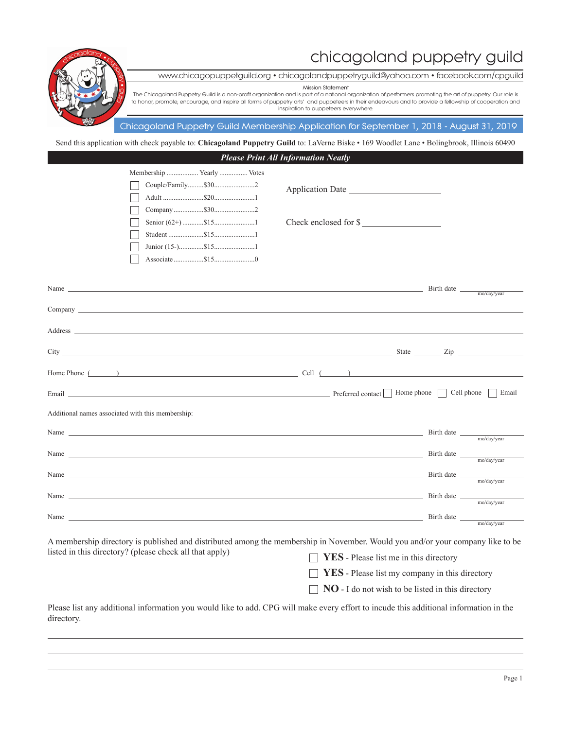# chicagoland puppetry guild

www.chicagopuppetguild.org • chicagolandpuppetryguild@yahoo.com • facebook.com/cpguild

Mission Statement

The Chicagoland Puppetry Guild is a non-profit organization and is part of a national organization of performers promoting the art of puppetry. Our role is to honor, promote, encourage, and inspire all forms of puppetry arts' and puppeteers in their endeavours and to provide a fellowship of cooperation and inspiration to puppeteers everywhere.

## Chicagoland Puppetry Guild Membership Application for September 1, 2018 - August 31, 2019

Send this application with check payable to: **Chicagoland Puppetry Guild** to: LaVerne Biske • 169 Woodlet Lane • Bolingbrook, Illinois 60490

***Please Print All Information Neatly***

| | Membership | Yearly | Votes |
|---|---|---|---|
| ☐ | Couple/Family | $30 | 2 |
| ☐ | Adult | $20 | 1 |
| ☐ | Company | $30 | 2 |
| ☐ | Senior (62+) | $15 | 1 |
| ☐ | Student | $15 | 1 |
| ☐ | Junior (15-) | $15 | 1 |
| ☐ | Associate | $15 | 0 |

Application Date ____________________

Check enclosed for $ ________________

Name ______________________________ Birth date ____________ (mo/day/year)

Company ______________________________

Address ______________________________

City ______________________________ State ______ Zip ____________

Home Phone (      ) ______________________ Cell (      ) ______________________

Email ______________________________ Preferred contact ☐ Home phone ☐ Cell phone ☐ Email

Additional names associated with this membership:

Name ______________________________ Birth date ____________ (mo/day/year)

Name ______________________________ Birth date ____________ (mo/day/year)

Name ______________________________ Birth date ____________ (mo/day/year)

Name ______________________________ Birth date ____________ (mo/day/year)

Name ______________________________ Birth date ____________ (mo/day/year)

A membership directory is published and distributed among the membership in November. Would you and/or your company like to be listed in this directory? (please check all that apply)

☐ **YES** - Please list me in this directory

☐ **YES** - Please list my company in this directory

☐ **NO** - I do not wish to be listed in this directory

Please list any additional information you would like to add. CPG will make every effort to incude this additional information in the directory.

______________________________

______________________________

______________________________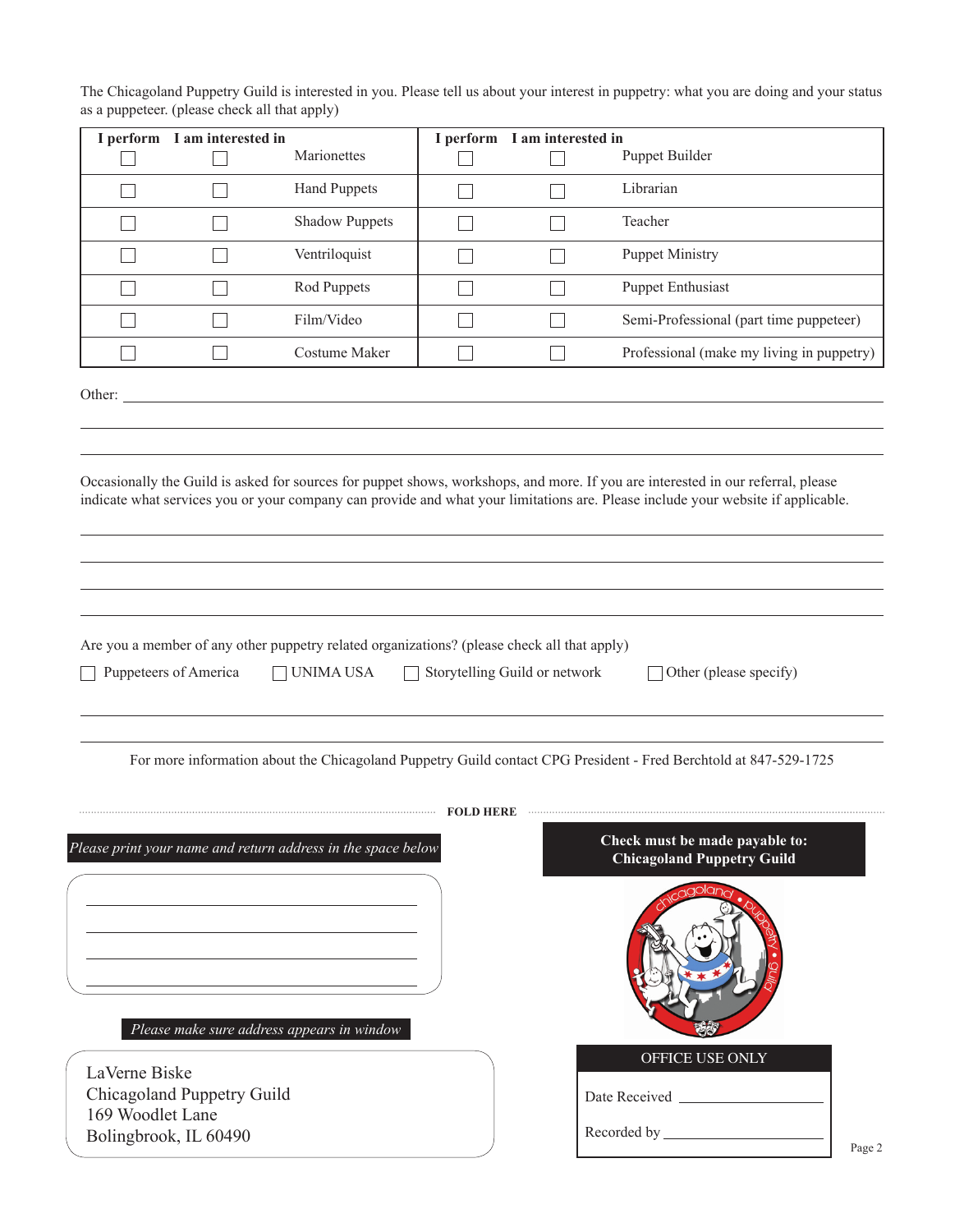The Chicagoland Puppetry Guild is interested in you. Please tell us about your interest in puppetry: what you are doing and your status as a puppeteer. (please check all that apply)

| I perform | I am interested in | | I perform | I am interested in | |
|---|---|---|---|---|---|
| ☐ | ☐ | Marionettes | ☐ | ☐ | Puppet Builder |
| ☐ | ☐ | Hand Puppets | ☐ | ☐ | Librarian |
| ☐ | ☐ | Shadow Puppets | ☐ | ☐ | Teacher |
| ☐ | ☐ | Ventriloquist | ☐ | ☐ | Puppet Ministry |
| ☐ | ☐ | Rod Puppets | ☐ | ☐ | Puppet Enthusiast |
| ☐ | ☐ | Film/Video | ☐ | ☐ | Semi-Professional (part time puppeteer) |
| ☐ | ☐ | Costume Maker | ☐ | ☐ | Professional (make my living in puppetry) |

Other: ______________________________________________

______________________________________________

______________________________________________

Occasionally the Guild is asked for sources for puppet shows, workshops, and more. If you are interested in our referral, please indicate what services you or your company can provide and what your limitations are. Please include your website if applicable.

______________________________________________

______________________________________________

______________________________________________

______________________________________________

Are you a member of any other puppetry related organizations? (please check all that apply)

☐ Puppeteers of America ☐ UNIMA USA ☐ Storytelling Guild or network ☐ Other (please specify)

______________________________________________

______________________________________________

For more information about the Chicagoland Puppetry Guild contact CPG President - Fred Berchtold at 847-529-1725

FOLD HERE

*Please print your name and return address in the space below*

______________________________________________

______________________________________________

______________________________________________

______________________________________________

*Please make sure address appears in window*

LaVerne Biske
Chicagoland Puppetry Guild
169 Woodlet Lane
Bolingbrook, IL 60490

**Check must be made payable to:**
**Chicagoland Puppetry Guild**

chicagoland • puppetry • guild

OFFICE USE ONLY

Date Received ______________

Recorded by ______________